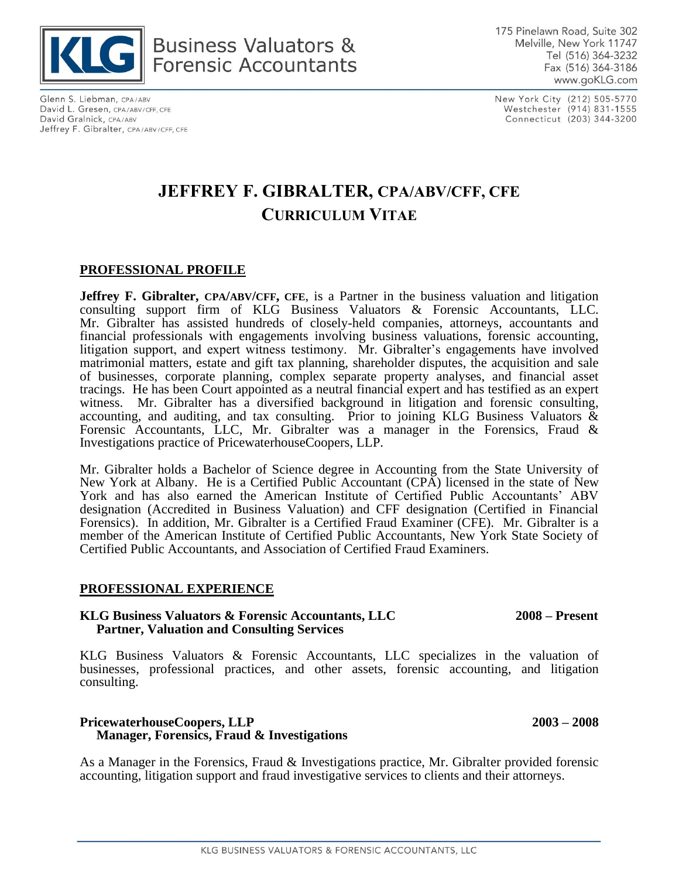KLG Business Valuators & Forensic Accountants

175 Pinelawn Road, Suite 302
Melville, New York 11747
Tel (516) 364-3232
Fax (516) 364-3186
www.goKLG.com

Glenn S. Liebman, CPA/ABV
David L. Gresen, CPA/ABV/CFF, CFE
David Gralnick, CPA/ABV
Jeffrey F. Gibralter, CPA/ABV/CFF, CFE

New York City (212) 505-5770
Westchester (914) 831-1555
Connecticut (203) 344-3200

# JEFFREY F. GIBRALTER, CPA/ABV/CFF, CFE
## CURRICULUM VITAE

### PROFESSIONAL PROFILE

**Jeffrey F. Gibralter, CPA/ABV/CFF, CFE**, is a Partner in the business valuation and litigation consulting support firm of KLG Business Valuators & Forensic Accountants, LLC. Mr. Gibralter has assisted hundreds of closely-held companies, attorneys, accountants and financial professionals with engagements involving business valuations, forensic accounting, litigation support, and expert witness testimony. Mr. Gibralter's engagements have involved matrimonial matters, estate and gift tax planning, shareholder disputes, the acquisition and sale of businesses, corporate planning, complex separate property analyses, and financial asset tracings. He has been Court appointed as a neutral financial expert and has testified as an expert witness. Mr. Gibralter has a diversified background in litigation and forensic consulting, accounting, and auditing, and tax consulting. Prior to joining KLG Business Valuators & Forensic Accountants, LLC, Mr. Gibralter was a manager in the Forensics, Fraud & Investigations practice of PricewaterhouseCoopers, LLP.

Mr. Gibralter holds a Bachelor of Science degree in Accounting from the State University of New York at Albany. He is a Certified Public Accountant (CPA) licensed in the state of New York and has also earned the American Institute of Certified Public Accountants' ABV designation (Accredited in Business Valuation) and CFF designation (Certified in Financial Forensics). In addition, Mr. Gibralter is a Certified Fraud Examiner (CFE). Mr. Gibralter is a member of the American Institute of Certified Public Accountants, New York State Society of Certified Public Accountants, and Association of Certified Fraud Examiners.

### PROFESSIONAL EXPERIENCE

**KLG Business Valuators & Forensic Accountants, LLC** — **2008 – Present**
**Partner, Valuation and Consulting Services**

KLG Business Valuators & Forensic Accountants, LLC specializes in the valuation of businesses, professional practices, and other assets, forensic accounting, and litigation consulting.

**PricewaterhouseCoopers, LLP** — **2003 – 2008**
**Manager, Forensics, Fraud & Investigations**

As a Manager in the Forensics, Fraud & Investigations practice, Mr. Gibralter provided forensic accounting, litigation support and fraud investigative services to clients and their attorneys.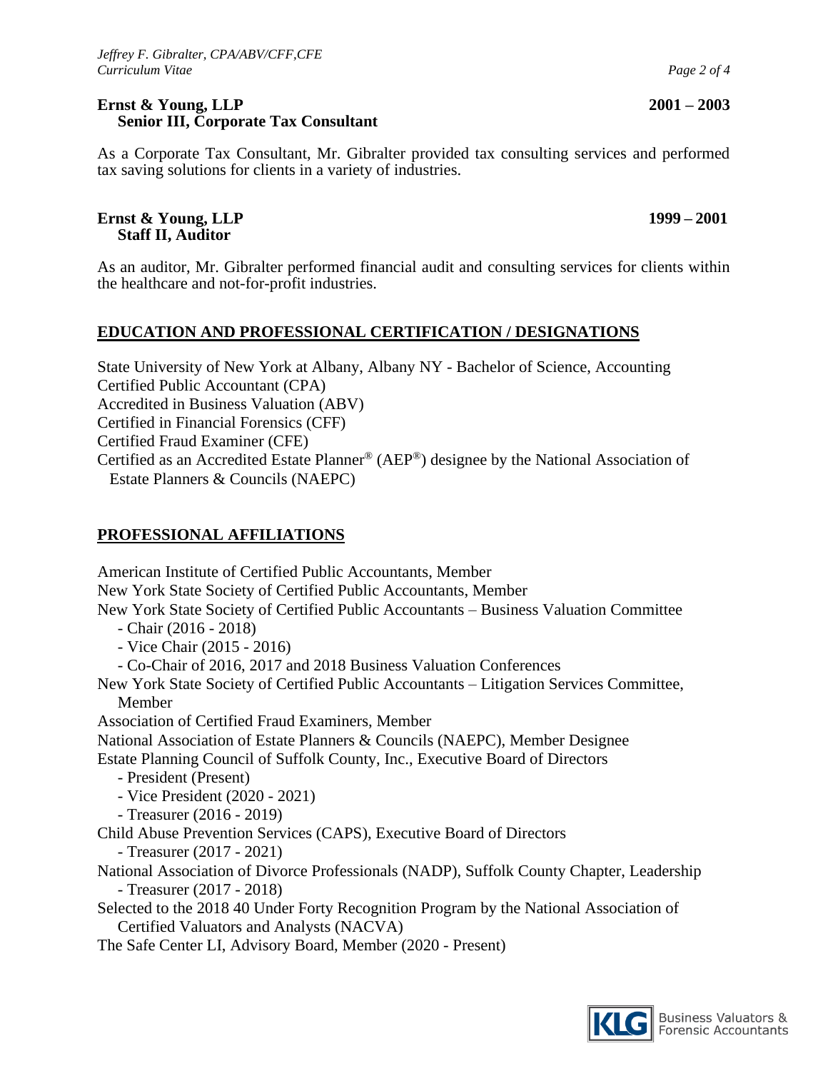**Ernst & Young, LLP** **2001 – 2003**
**Senior III, Corporate Tax Consultant**

As a Corporate Tax Consultant, Mr. Gibralter provided tax consulting services and performed tax saving solutions for clients in a variety of industries.

**Ernst & Young, LLP** **1999 – 2001**
**Staff II, Auditor**

As an auditor, Mr. Gibralter performed financial audit and consulting services for clients within the healthcare and not-for-profit industries.

## EDUCATION AND PROFESSIONAL CERTIFICATION / DESIGNATIONS

State University of New York at Albany, Albany NY - Bachelor of Science, Accounting
Certified Public Accountant (CPA)
Accredited in Business Valuation (ABV)
Certified in Financial Forensics (CFF)
Certified Fraud Examiner (CFE)
Certified as an Accredited Estate Planner® (AEP®) designee by the National Association of Estate Planners & Councils (NAEPC)

## PROFESSIONAL AFFILIATIONS

American Institute of Certified Public Accountants, Member
New York State Society of Certified Public Accountants, Member
New York State Society of Certified Public Accountants – Business Valuation Committee
- Chair (2016 - 2018)
- Vice Chair (2015 - 2016)
- Co-Chair of 2016, 2017 and 2018 Business Valuation Conferences

New York State Society of Certified Public Accountants – Litigation Services Committee, Member
Association of Certified Fraud Examiners, Member
National Association of Estate Planners & Councils (NAEPC), Member Designee
Estate Planning Council of Suffolk County, Inc., Executive Board of Directors
- President (Present)
- Vice President (2020 - 2021)
- Treasurer (2016 - 2019)

Child Abuse Prevention Services (CAPS), Executive Board of Directors
- Treasurer (2017 - 2021)

National Association of Divorce Professionals (NADP), Suffolk County Chapter, Leadership
- Treasurer (2017 - 2018)

Selected to the 2018 40 Under Forty Recognition Program by the National Association of Certified Valuators and Analysts (NACVA)
The Safe Center LI, Advisory Board, Member (2020 - Present)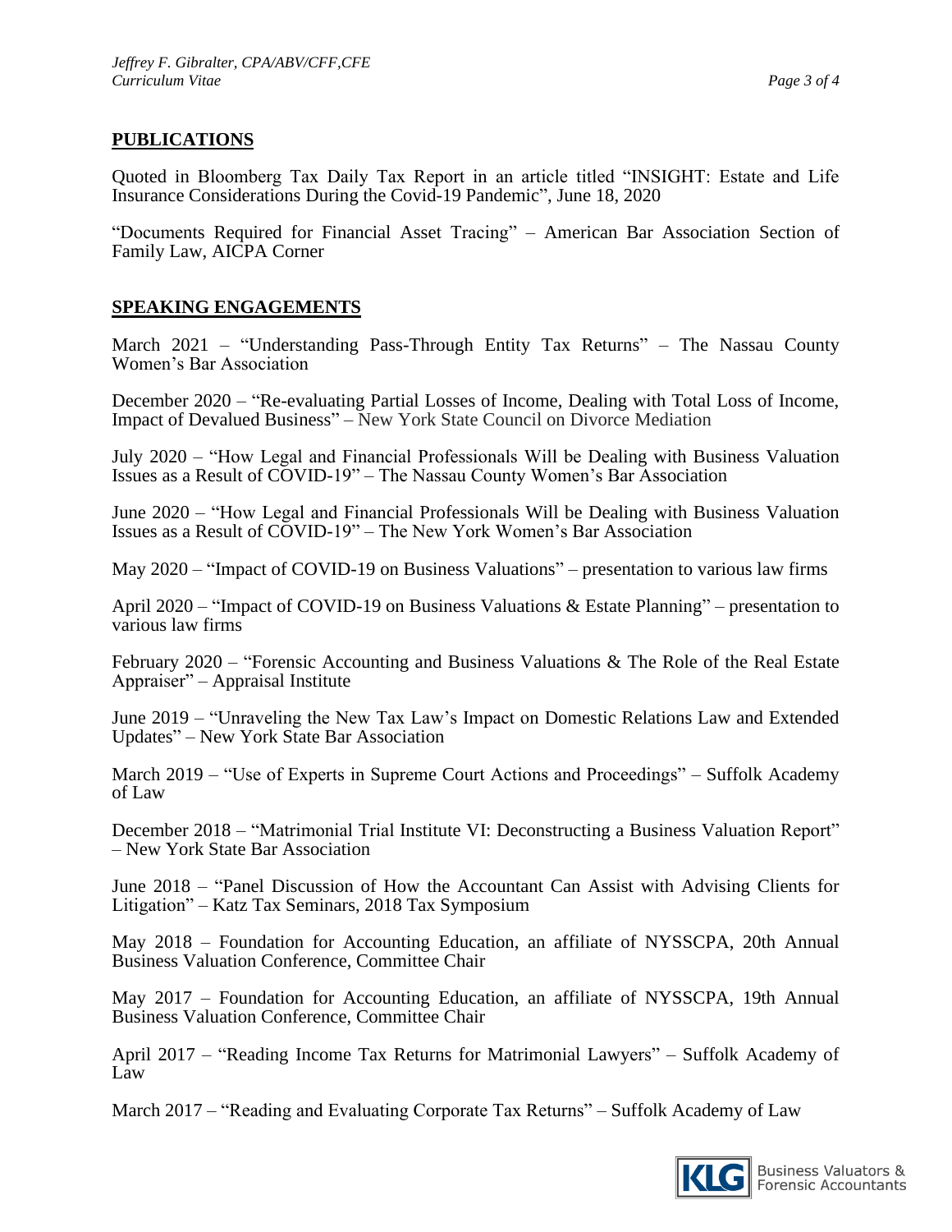## PUBLICATIONS

Quoted in Bloomberg Tax Daily Tax Report in an article titled "INSIGHT: Estate and Life Insurance Considerations During the Covid-19 Pandemic", June 18, 2020

"Documents Required for Financial Asset Tracing" – American Bar Association Section of Family Law, AICPA Corner

## SPEAKING ENGAGEMENTS

March 2021 – "Understanding Pass-Through Entity Tax Returns" – The Nassau County Women's Bar Association

December 2020 – "Re-evaluating Partial Losses of Income, Dealing with Total Loss of Income, Impact of Devalued Business" – New York State Council on Divorce Mediation

July 2020 – "How Legal and Financial Professionals Will be Dealing with Business Valuation Issues as a Result of COVID-19" – The Nassau County Women's Bar Association

June 2020 – "How Legal and Financial Professionals Will be Dealing with Business Valuation Issues as a Result of COVID-19" – The New York Women's Bar Association

May 2020 – "Impact of COVID-19 on Business Valuations" – presentation to various law firms

April 2020 – "Impact of COVID-19 on Business Valuations & Estate Planning" – presentation to various law firms

February 2020 – "Forensic Accounting and Business Valuations & The Role of the Real Estate Appraiser" – Appraisal Institute

June 2019 – "Unraveling the New Tax Law's Impact on Domestic Relations Law and Extended Updates" – New York State Bar Association

March 2019 – "Use of Experts in Supreme Court Actions and Proceedings" – Suffolk Academy of Law

December 2018 – "Matrimonial Trial Institute VI: Deconstructing a Business Valuation Report" – New York State Bar Association

June 2018 – "Panel Discussion of How the Accountant Can Assist with Advising Clients for Litigation" – Katz Tax Seminars, 2018 Tax Symposium

May 2018 – Foundation for Accounting Education, an affiliate of NYSSCPA, 20th Annual Business Valuation Conference, Committee Chair

May 2017 – Foundation for Accounting Education, an affiliate of NYSSCPA, 19th Annual Business Valuation Conference, Committee Chair

April 2017 – "Reading Income Tax Returns for Matrimonial Lawyers" – Suffolk Academy of Law

March 2017 – "Reading and Evaluating Corporate Tax Returns" – Suffolk Academy of Law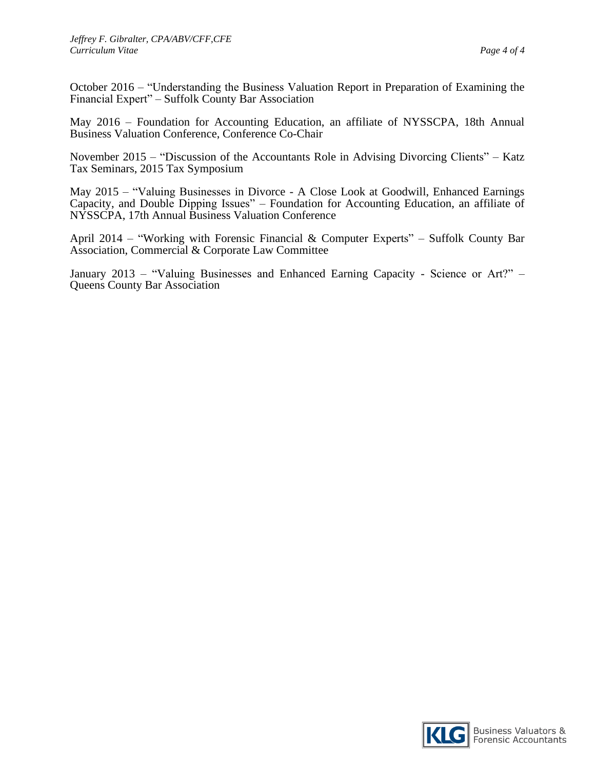October 2016 – "Understanding the Business Valuation Report in Preparation of Examining the Financial Expert" – Suffolk County Bar Association

May 2016 – Foundation for Accounting Education, an affiliate of NYSSCPA, 18th Annual Business Valuation Conference, Conference Co-Chair

November 2015 – "Discussion of the Accountants Role in Advising Divorcing Clients" – Katz Tax Seminars, 2015 Tax Symposium

May 2015 – "Valuing Businesses in Divorce - A Close Look at Goodwill, Enhanced Earnings Capacity, and Double Dipping Issues" – Foundation for Accounting Education, an affiliate of NYSSCPA, 17th Annual Business Valuation Conference

April 2014 – "Working with Forensic Financial & Computer Experts" – Suffolk County Bar Association, Commercial & Corporate Law Committee

January 2013 – "Valuing Businesses and Enhanced Earning Capacity - Science or Art?" – Queens County Bar Association